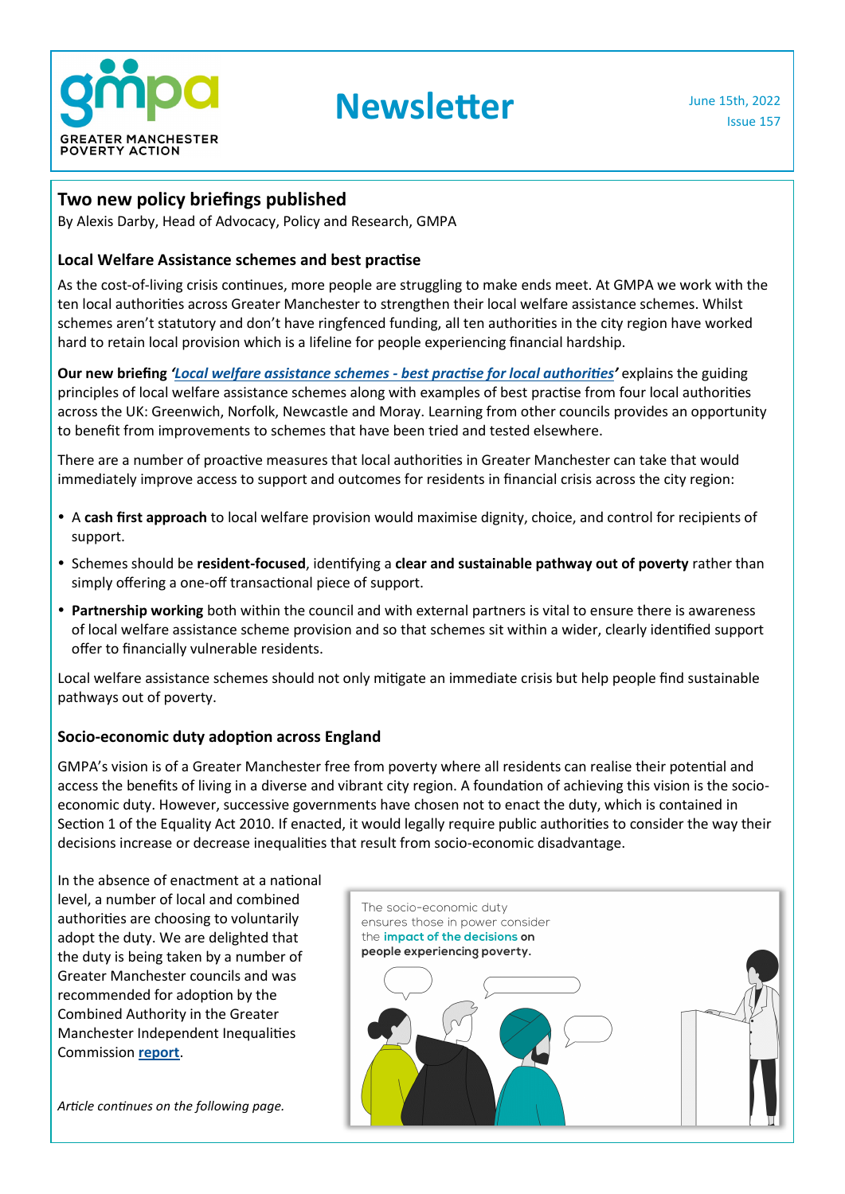# Newsletter

June 15th, 2022

Issue 157

## Two new policy briefings published

By Alexis Darby, Head of Advocacy, Policy and Research, GMPA

### Local Welfare Assistance schemes and best practise

As the cost-of-living crisis continues, more people are struggling to make ends meet. At GMPA we work with the ten local authorities across Greater Manchester to strengthen their local welfare assistance schemes. Whilst schemes aren't statutory and don't have ringfenced funding, all ten authorities in the city region have worked hard to retain local provision which is a lifeline for people experiencing financial hardship.

**Our new briefing *'Local welfare assistance schemes - best practise for local authorities'*** explains the guiding principles of local welfare assistance schemes along with examples of best practise from four local authorities across the UK: Greenwich, Norfolk, Newcastle and Moray. Learning from other councils provides an opportunity to benefit from improvements to schemes that have been tried and tested elsewhere.

There are a number of proactive measures that local authorities in Greater Manchester can take that would immediately improve access to support and outcomes for residents in financial crisis across the city region:

- A **cash first approach** to local welfare provision would maximise dignity, choice, and control for recipients of support.
- Schemes should be **resident-focused**, identifying a **clear and sustainable pathway out of poverty** rather than simply offering a one-off transactional piece of support.
- **Partnership working** both within the council and with external partners is vital to ensure there is awareness of local welfare assistance scheme provision and so that schemes sit within a wider, clearly identified support offer to financially vulnerable residents.

Local welfare assistance schemes should not only mitigate an immediate crisis but help people find sustainable pathways out of poverty.

### Socio-economic duty adoption across England

GMPA's vision is of a Greater Manchester free from poverty where all residents can realise their potential and access the benefits of living in a diverse and vibrant city region. A foundation of achieving this vision is the socio-economic duty. However, successive governments have chosen not to enact the duty, which is contained in Section 1 of the Equality Act 2010. If enacted, it would legally require public authorities to consider the way their decisions increase or decrease inequalities that result from socio-economic disadvantage.

In the absence of enactment at a national level, a number of local and combined authorities are choosing to voluntarily adopt the duty. We are delighted that the duty is being taken by a number of Greater Manchester councils and was recommended for adoption by the Combined Authority in the Greater Manchester Independent Inequalities Commission **report**.

The socio-economic duty ensures those in power consider the **impact of the decisions on people experiencing poverty.**

*Article continues on the following page.*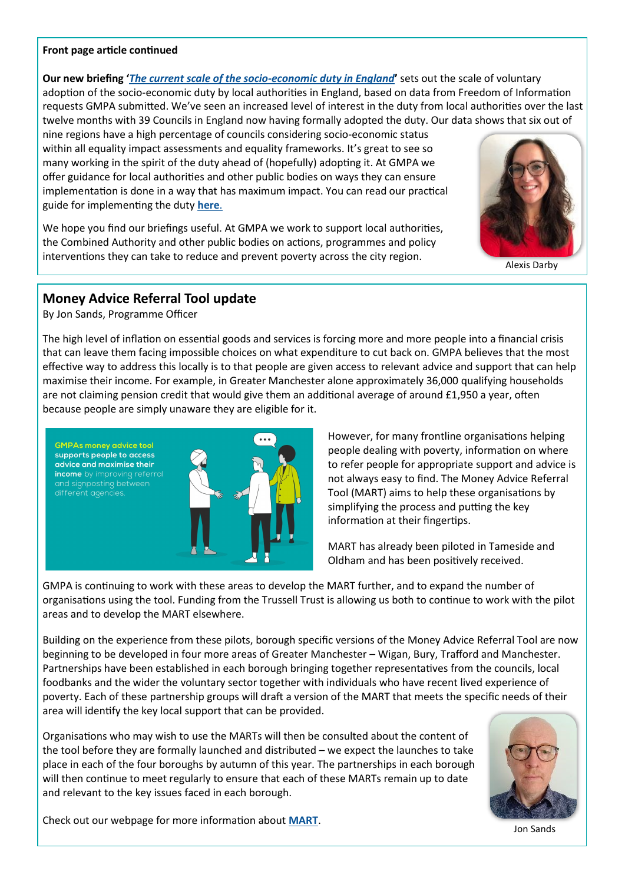**Front page article continued**

**Our new briefing '*[The current scale of the socio-economic duty in England](#)*'** sets out the scale of voluntary adoption of the socio-economic duty by local authorities in England, based on data from Freedom of Information requests GMPA submitted. We've seen an increased level of interest in the duty from local authorities over the last twelve months with 39 Councils in England now having formally adopted the duty. Our data shows that six out of nine regions have a high percentage of councils considering socio-economic status within all equality impact assessments and equality frameworks. It's great to see so many working in the spirit of the duty ahead of (hopefully) adopting it. At GMPA we offer guidance for local authorities and other public bodies on ways they can ensure implementation is done in a way that has maximum impact. You can read our practical guide for implementing the duty **[here](#)**.

We hope you find our briefings useful. At GMPA we work to support local authorities, the Combined Authority and other public bodies on actions, programmes and policy interventions they can take to reduce and prevent poverty across the city region.

Alexis Darby

## Money Advice Referral Tool update

By Jon Sands, Programme Officer

The high level of inflation on essential goods and services is forcing more and more people into a financial crisis that can leave them facing impossible choices on what expenditure to cut back on. GMPA believes that the most effective way to address this locally is to that people are given access to relevant advice and support that can help maximise their income. For example, in Greater Manchester alone approximately 36,000 qualifying households are not claiming pension credit that would give them an additional average of around £1,950 a year, often because people are simply unaware they are eligible for it.

GMPAs money advice tool supports people to access advice and maximise their income by improving referral and signposting between different agencies.

However, for many frontline organisations helping people dealing with poverty, information on where to refer people for appropriate support and advice is not always easy to find. The Money Advice Referral Tool (MART) aims to help these organisations by simplifying the process and putting the key information at their fingertips.

MART has already been piloted in Tameside and Oldham and has been positively received.

GMPA is continuing to work with these areas to develop the MART further, and to expand the number of organisations using the tool. Funding from the Trussell Trust is allowing us both to continue to work with the pilot areas and to develop the MART elsewhere.

Building on the experience from these pilots, borough specific versions of the Money Advice Referral Tool are now beginning to be developed in four more areas of Greater Manchester – Wigan, Bury, Trafford and Manchester. Partnerships have been established in each borough bringing together representatives from the councils, local foodbanks and the wider the voluntary sector together with individuals who have recent lived experience of poverty. Each of these partnership groups will draft a version of the MART that meets the specific needs of their area will identify the key local support that can be provided.

Organisations who may wish to use the MARTs will then be consulted about the content of the tool before they are formally launched and distributed – we expect the launches to take place in each of the four boroughs by autumn of this year. The partnerships in each borough will then continue to meet regularly to ensure that each of these MARTs remain up to date and relevant to the key issues faced in each borough.

Check out our webpage for more information about **[MART](#)**.

Jon Sands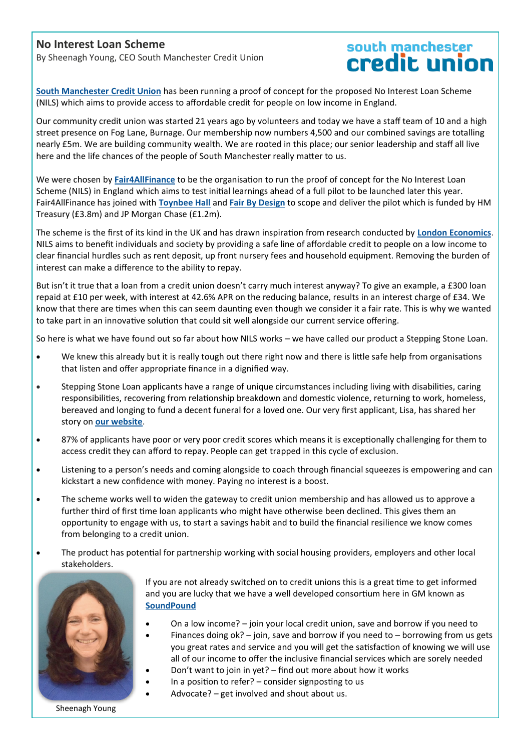## No Interest Loan Scheme

By Sheenagh Young, CEO South Manchester Credit Union

south manchester credit union

**South Manchester Credit Union** has been running a proof of concept for the proposed No Interest Loan Scheme (NILS) which aims to provide access to affordable credit for people on low income in England.

Our community credit union was started 21 years ago by volunteers and today we have a staff team of 10 and a high street presence on Fog Lane, Burnage. Our membership now numbers 4,500 and our combined savings are totalling nearly £5m. We are building community wealth. We are rooted in this place; our senior leadership and staff all live here and the life chances of the people of South Manchester really matter to us.

We were chosen by **Fair4AllFinance** to be the organisation to run the proof of concept for the No Interest Loan Scheme (NILS) in England which aims to test initial learnings ahead of a full pilot to be launched later this year. Fair4AllFinance has joined with **Toynbee Hall** and **Fair By Design** to scope and deliver the pilot which is funded by HM Treasury (£3.8m) and JP Morgan Chase (£1.2m).

The scheme is the first of its kind in the UK and has drawn inspiration from research conducted by **London Economics**. NILS aims to benefit individuals and society by providing a safe line of affordable credit to people on a low income to clear financial hurdles such as rent deposit, up front nursery fees and household equipment. Removing the burden of interest can make a difference to the ability to repay.

But isn't it true that a loan from a credit union doesn't carry much interest anyway? To give an example, a £300 loan repaid at £10 per week, with interest at 42.6% APR on the reducing balance, results in an interest charge of £34. We know that there are times when this can seem daunting even though we consider it a fair rate. This is why we wanted to take part in an innovative solution that could sit well alongside our current service offering.

So here is what we have found out so far about how NILS works – we have called our product a Stepping Stone Loan.

- We knew this already but it is really tough out there right now and there is little safe help from organisations that listen and offer appropriate finance in a dignified way.
- Stepping Stone Loan applicants have a range of unique circumstances including living with disabilities, caring responsibilities, recovering from relationship breakdown and domestic violence, returning to work, homeless, bereaved and longing to fund a decent funeral for a loved one. Our very first applicant, Lisa, has shared her story on **our website**.
- 87% of applicants have poor or very poor credit scores which means it is exceptionally challenging for them to access credit they can afford to repay. People can get trapped in this cycle of exclusion.
- Listening to a person's needs and coming alongside to coach through financial squeezes is empowering and can kickstart a new confidence with money. Paying no interest is a boost.
- The scheme works well to widen the gateway to credit union membership and has allowed us to approve a further third of first time loan applicants who might have otherwise been declined. This gives them an opportunity to engage with us, to start a savings habit and to build the financial resilience we know comes from belonging to a credit union.
- The product has potential for partnership working with social housing providers, employers and other local stakeholders.

If you are not already switched on to credit unions this is a great time to get informed and you are lucky that we have a well developed consortium here in GM known as **SoundPound**

- On a low income? – join your local credit union, save and borrow if you need to
- Finances doing ok? – join, save and borrow if you need to – borrowing from us gets you great rates and service and you will get the satisfaction of knowing we will use all of our income to offer the inclusive financial services which are sorely needed
- Don't want to join in yet? – find out more about how it works
- In a position to refer? – consider signposting to us
- Advocate? – get involved and shout about us.

Sheenagh Young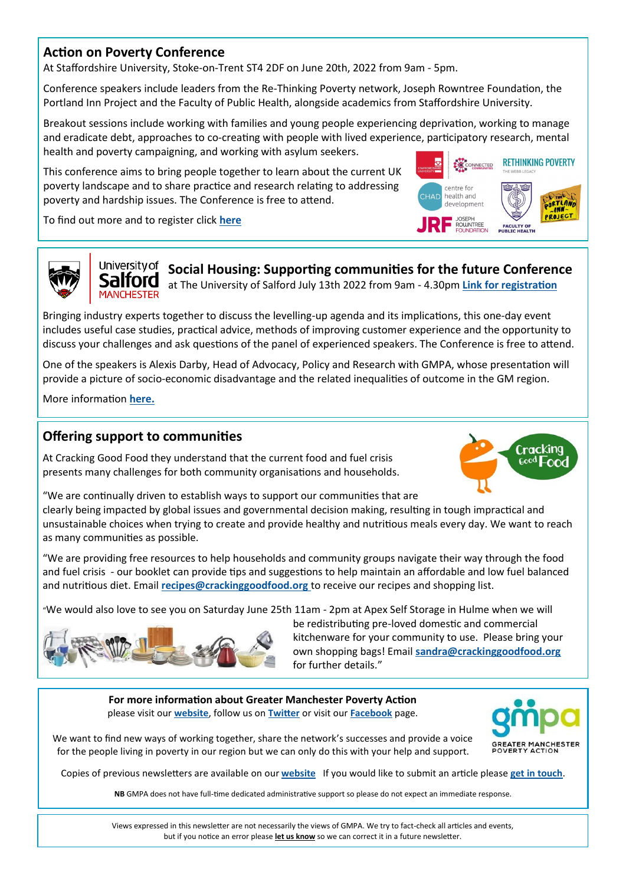## Action on Poverty Conference

At Staffordshire University, Stoke-on-Trent ST4 2DF on June 20th, 2022 from 9am - 5pm.

Conference speakers include leaders from the Re-Thinking Poverty network, Joseph Rowntree Foundation, the Portland Inn Project and the Faculty of Public Health, alongside academics from Staffordshire University.

Breakout sessions include working with families and young people experiencing deprivation, working to manage and eradicate debt, approaches to co-creating with people with lived experience, participatory research, mental health and poverty campaigning, and working with asylum seekers.

This conference aims to bring people together to learn about the current UK poverty landscape and to share practice and research relating to addressing poverty and hardship issues. The Conference is free to attend.

To find out more and to register click **here**

## Social Housing: Supporting communities for the future Conference

at The University of Salford July 13th 2022 from 9am - 4.30pm **Link for registration**

Bringing industry experts together to discuss the levelling-up agenda and its implications, this one-day event includes useful case studies, practical advice, methods of improving customer experience and the opportunity to discuss your challenges and ask questions of the panel of experienced speakers. The Conference is free to attend.

One of the speakers is Alexis Darby, Head of Advocacy, Policy and Research with GMPA, whose presentation will provide a picture of socio-economic disadvantage and the related inequalities of outcome in the GM region.

More information **here.**

## Offering support to communities

At Cracking Good Food they understand that the current food and fuel crisis presents many challenges for both community organisations and households.

"We are continually driven to establish ways to support our communities that are clearly being impacted by global issues and governmental decision making, resulting in tough impractical and unsustainable choices when trying to create and provide healthy and nutritious meals every day. We want to reach as many communities as possible.

"We are providing free resources to help households and community groups navigate their way through the food and fuel crisis - our booklet can provide tips and suggestions to help maintain an affordable and low fuel balanced and nutritious diet. Email **recipes@crackinggoodfood.org** to receive our recipes and shopping list.

"We would also love to see you on Saturday June 25th 11am - 2pm at Apex Self Storage in Hulme when we will be redistributing pre-loved domestic and commercial kitchenware for your community to use. Please bring your own shopping bags! Email **sandra@crackinggoodfood.org** for further details."

**For more information about Greater Manchester Poverty Action**
please visit our **website**, follow us on **Twitter** or visit our **Facebook** page.

We want to find new ways of working together, share the network's successes and provide a voice for the people living in poverty in our region but we can only do this with your help and support.

Copies of previous newsletters are available on our **website** If you would like to submit an article please **get in touch**.

**NB** GMPA does not have full-time dedicated administrative support so please do not expect an immediate response.

Views expressed in this newsletter are not necessarily the views of GMPA. We try to fact-check all articles and events, but if you notice an error please **let us know** so we can correct it in a future newsletter.